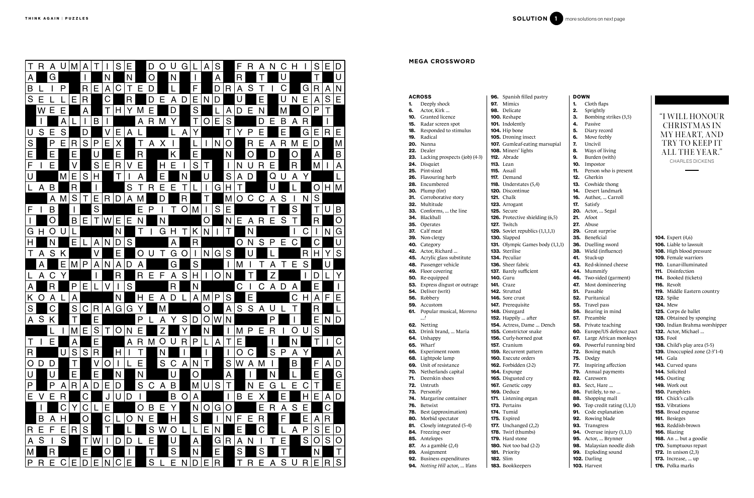**SOLUTION 1** more solutions on next page

## MEGA CROSSWORD

### ACROSS

1. Deeply shock
6. Actor, Kirk ...
10. Granted licence
15. Radar screen spot
18. Responded to stimulus
19. Radical
20. Nanna
22. Dealer
23. Lacking prospects (job) (4-3)
24. Disquiet
25. Pint-sized
26. Flavouring herb
28. Encumbered
30. Plump (for)
31. Corroborative story
32. Multitude
33. Conforms, ... the line
34. Blackball
35. Operates
37. Calf meat
39. Non-clergy
40. Category
42. Actor, Richard ...
45. Acrylic glass substitute
48. Passenger vehicle
49. Floor covering
50. Re-equipped
53. Express disgust or outrage
54. Deliver (writ)
56. Robbery
59. Accustom
61. Popular musical, *Mamma ...!*
62. Netting
63. Drink brand, ... Maria
64. Unhappy
65. Wharf
66. Experiment room
68. Lightpole lamp
69. Unit of resistance
70. Netherlands capital
71. Deerskin shoes
72. Untruth
73. Personify
74. Margarine container
76. Betwixt
78. Best (approximation)
80. Morbid spectator
81. Closely integrated (5-4)
84. Freezing over
85. Antelopes
87. As a gamble (2,4)
89. Assignment
92. Business expenditures
94. *Notting Hill* actor, ... Ifans
96. Spanish filled pastry
97. Mimics
98. Delicate
100. Reshape
101. Indolently
104. Hip bone
105. Droning insect
107. Gumleaf-eating marsupial
108. Miners' lights
112. Abrade
113. Lean
115. Assail
117. Demand
118. Understates (5,4)
120. Discontinue
121. Chalk
123. Arrogant
125. Secure
126. Protective shielding (6,5)
127. Twitch
129. Soviet republics (1,1,1,1)
130. Slapped
131. Olympic Games body (1,1,1)
133. Sterilise
134. Peculiar
136. Sheer fabric
137. Barely sufficient
140. Guru
141. Craze
142. Strutted
146. Sore crust
147. Prerequisite
148. Disregard
152. Happily ... after
154. Actress, Dame ... Dench
155. Constrictor snake
156. Curly-horned goat
157. Cranium
159. Recurrent pattern
160. Execute orders
162. Forbidden (2-2)
164. Expunge
165. Disgusted cry
167. Genetic copy
169. Deduce
171. Listening organ
173. Pertains
174. Tumid
175. Expired
177. Unchanged (2,2)
178. Twirl (thumbs)
179. Hard stone
180. Not too bad (2-2)
181. Priority
182. Slim
183. Bookkeepers

### DOWN

1. Cloth flaps
2. Sprightly
3. Bombing strikes (3,5)
4. Passive
5. Diary record
6. Move feebly
7. Uncivil
8. Ways of living
9. Burden (with)
10. Impostor
11. Person who is present
12. Gherkin
13. Cowhide thong
14. Desert landmark
16. Author, ... Carroll
17. Satisfy
20. Actor, ... Segal
21. Afoot
27. Abuse
29. Great surprise
35. Beneficial
36. Duelling sword
38. Wield (influence)
41. Stuck-up
43. Red-skinned cheese
44. Mummify
46. Two-sided (garment)
47. Most domineering
51. Passable
52. Puritanical
55. Travel pass
56. Bearing in mind
57. Preamble
58. Private teaching
60. Europe/US defence pact
67. Large African monkeys
69. Powerful running bird
72. Boxing match
75. Dodgy
77. Inspiring affection
79. Annual payments
82. Careworn
83. Sect, Hare ...
86. Futilely, to no ...
88. Shopping mall
90. Top credit rating (1,1,1)
91. Code explanation
92. Rowing blade
93. Transgress
94. Overuse injury (1,1,1)
95. Actor, ... Brynner
98. Malaysian noodle dish
99. Exploding sound
102. Darling
103. Harvest
104. Expert (4,6)
106. Liable to lawsuit
108. High blood pressure
109. Female warriors
110. Lunar-illuminated
111. Disinfection
114. Booked (tickets)
116. Revolt
119. Middle Eastern country
122. Spike
124. Mew
125. Corps de ballet
128. Obtained by sponging
130. Indian Brahma worshipper
132. Actor, Michael ...
135. Fool
138. Child's play area (5-5)
139. Unoccupied zone (2-3'1-4)
141. Gala
143. Curved spans
144. Solicited
145. Ousting
149. Work out
150. Pamphlets
151. Chick's calls
153. Vibrations
158. Broad expanse
161. Besieges
163. Reddish-brown
166. Blazing
168. An ... but a goodie
170. Sumptuous repast
172. In unison (2,3)
173. Increase, ... up
176. Polka marks

"I WILL HONOUR CHRISTMAS IN MY HEART, AND TRY TO KEEP IT ALL THE YEAR."
CHARLES DICKENS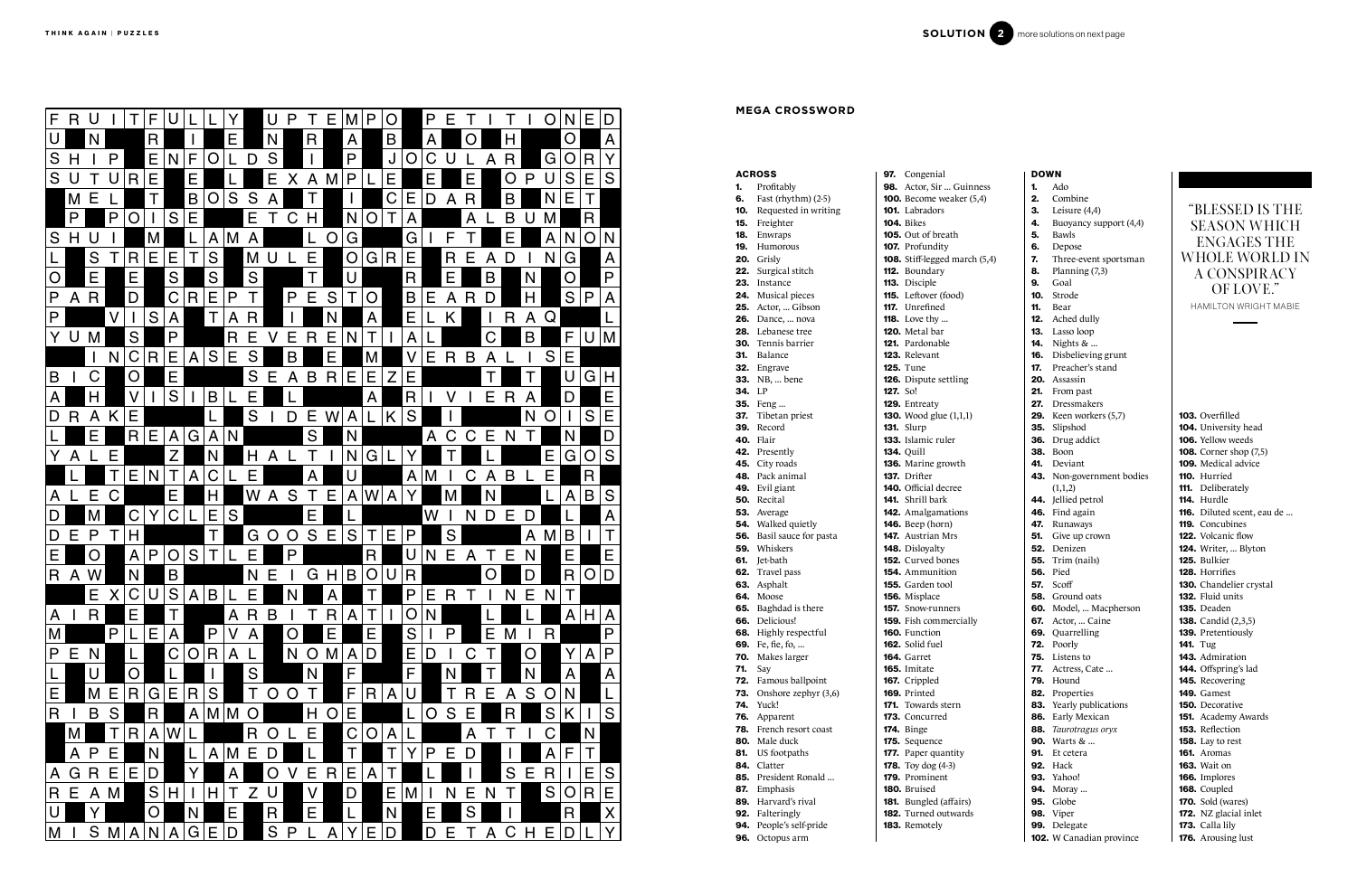## SOLUTION 2

more solutions on next page

# MEGA CROSSWORD

### ACROSS

**1.** Profitably
**6.** Fast (rhythm) (2-5)
**10.** Requested in writing
**15.** Freighter
**18.** Enwraps
**19.** Humorous
**20.** Grisly
**22.** Surgical stitch
**23.** Instance
**24.** Musical pieces
**25.** Actor, ... Gibson
**26.** Dance, ... nova
**28.** Lebanese tree
**30.** Tennis barrier
**31.** Balance
**32.** Engrave
**33.** NB, ... bene
**34.** LP
**35.** Feng ...
**37.** Tibetan priest
**39.** Record
**40.** Flair
**42.** Presently
**45.** City roads
**48.** Pack animal
**49.** Evil giant
**50.** Recital
**53.** Average
**54.** Walked quietly
**56.** Basil sauce for pasta
**59.** Whiskers
**61.** Jet-bath
**62.** Travel pass
**63.** Asphalt
**64.** Moose
**65.** Baghdad is there
**66.** Delicious!
**68.** Highly respectful
**69.** Fe, fie, fo, ...
**70.** Makes larger
**71.** Say
**72.** Famous ballpoint
**73.** Onshore zephyr (3,6)
**74.** Yuck!
**76.** Apparent
**78.** French resort coast
**80.** Male duck
**81.** US footpaths
**84.** Clatter
**85.** President Ronald ...
**87.** Emphasis
**89.** Harvard's rival
**92.** Falteringly
**94.** People's self-pride
**96.** Octopus arm
**97.** Congenial
**98.** Actor, Sir ... Guinness
**100.** Become weaker (5,4)
**101.** Labradors
**104.** Bikes
**105.** Out of breath
**107.** Profundity
**108.** Stiff-legged march (5,4)
**112.** Boundary
**113.** Disciple
**115.** Leftover (food)
**117.** Unrefined
**118.** Love thy ...
**120.** Metal bar
**121.** Pardonable
**123.** Relevant
**125.** Tune
**126.** Dispute settling
**127.** So!
**129.** Entreaty
**130.** Wood glue (1,1,1)
**131.** Slurp
**133.** Islamic ruler
**134.** Quill
**136.** Marine growth
**137.** Drifter
**140.** Official decree
**141.** Shrill bark
**142.** Amalgamations
**146.** Beep (horn)
**147.** Austrian Mrs
**148.** Disloyalty
**152.** Curved bones
**154.** Ammunition
**155.** Garden tool
**156.** Misplace
**157.** Snow-runners
**159.** Fish commercially
**160.** Function
**162.** Solid fuel
**164.** Garret
**165.** Imitate
**167.** Crippled
**169.** Printed
**171.** Towards stern
**173.** Concurred
**174.** Binge
**175.** Sequence
**177.** Paper quantity
**178.** Toy dog (4-3)
**179.** Prominent
**180.** Bruised
**181.** Bungled (affairs)
**182.** Turned outwards
**183.** Remotely

### DOWN

**1.** Ado
**2.** Combine
**3.** Leisure (4,4)
**4.** Buoyancy support (4,4)
**5.** Bawls
**6.** Depose
**7.** Three-event sportsman
**8.** Planning (7,3)
**9.** Goal
**10.** Strode
**11.** Bear
**12.** Ached dully
**13.** Lasso loop
**14.** Nights & ...
**16.** Disbelieving grunt
**17.** Preacher's stand
**20.** Assassin
**21.** From past
**27.** Dressmakers
**29.** Keen workers (5,7)
**35.** Slipshod
**36.** Drug addict
**38.** Boon
**41.** Deviant
**43.** Non-government bodies (1,1,2)
**44.** Jellied petrol
**46.** Find again
**47.** Runaways
**51.** Give up crown
**52.** Denizen
**55.** Trim (nails)
**56.** Pied
**57.** Scoff
**58.** Ground oats
**60.** Model, ... Macpherson
**67.** Actor, ... Caine
**69.** Quarrelling
**72.** Poorly
**75.** Listens to
**77.** Actress, Cate ...
**79.** Hound
**82.** Properties
**83.** Yearly publications
**86.** Early Mexican
**88.** *Taurotragus oryx*
**90.** Warts & ...
**91.** Et cetera
**92.** Hack
**93.** Yahoo!
**94.** Moray ...
**95.** Globe
**98.** Viper
**99.** Delegate
**102.** W Canadian province
**103.** Overfilled
**104.** University head
**106.** Yellow weeds
**108.** Corner shop (7,5)
**109.** Medical advice
**110.** Hurried
**111.** Deliberately
**114.** Hurdle
**116.** Diluted scent, eau de ...
**119.** Concubines
**122.** Volcanic flow
**124.** Writer, ... Blyton
**125.** Bulkier
**128.** Horrifies
**130.** Chandelier crystal
**132.** Fluid units
**135.** Deaden
**138.** Candid (2,3,5)
**139.** Pretentiously
**141.** Tug
**143.** Admiration
**144.** Offspring's lad
**145.** Recovering
**149.** Gamest
**150.** Decorative
**151.** Academy Awards
**153.** Reflection
**158.** Lay to rest
**161.** Aromas
**163.** Wait on
**166.** Implores
**168.** Coupled
**170.** Sold (wares)
**172.** NZ glacial inlet
**173.** Calla lily
**176.** Arousing lust

---

"BLESSED IS THE SEASON WHICH ENGAGES THE WHOLE WORLD IN A CONSPIRACY OF LOVE."

HAMILTON WRIGHT MABIE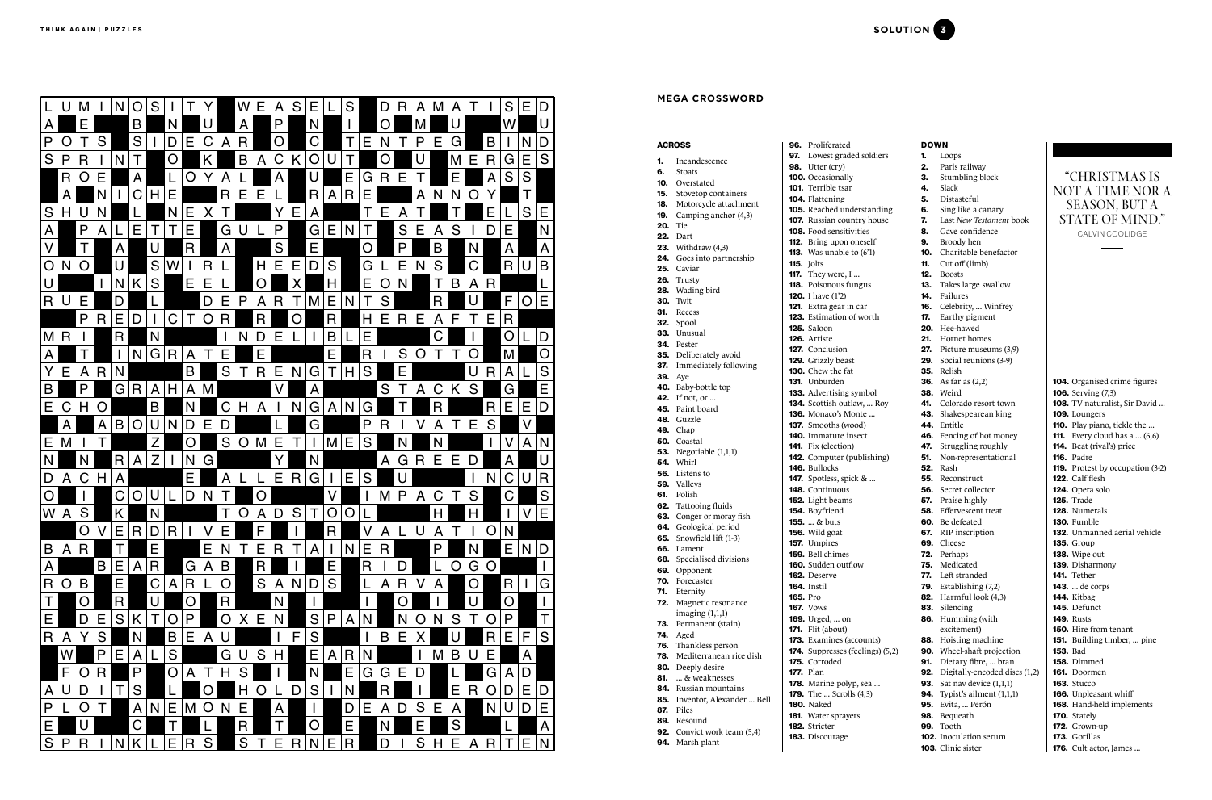## MEGA CROSSWORD

### ACROSS

**1.** Incandescence
**6.** Stoats
**10.** Overstated
**15.** Stovetop containers
**18.** Motorcycle attachment
**19.** Camping anchor (4,3)
**20.** Tie
**22.** Dart
**23.** Withdraw (4,3)
**24.** Goes into partnership
**25.** Caviar
**26.** Trusty
**28.** Wading bird
**30.** Twit
**31.** Recess
**32.** Spool
**33.** Unusual
**34.** Pester
**35.** Deliberately avoid
**37.** Immediately following
**39.** Aye
**40.** Baby-bottle top
**42.** If not, or ...
**45.** Paint board
**48.** Guzzle
**49.** Chap
**50.** Coastal
**53.** Negotiable (1,1,1)
**54.** Whirl
**56.** Listens to
**59.** Valleys
**61.** Polish
**62.** Tattooing fluids
**63.** Conger or moray fish
**64.** Geological period
**65.** Snowfield lift (1-3)
**66.** Lament
**68.** Specialised divisions
**69.** Opponent
**70.** Forecaster
**71.** Eternity
**72.** Magnetic resonance imaging (1,1,1)
**73.** Permanent (stain)
**74.** Aged
**76.** Thankless person
**78.** Mediterranean rice dish
**80.** Deeply desire
**81.** ... & weaknesses
**84.** Russian mountains
**85.** Inventor, Alexander ... Bell
**87.** Piles
**89.** Resound
**92.** Convict work team (5,4)
**94.** Marsh plant
**96.** Proliferated
**97.** Lowest graded soldiers
**98.** Utter (cry)
**100.** Occasionally
**101.** Terrible tsar
**104.** Flattening
**105.** Reached understanding
**107.** Russian country house
**108.** Food sensitivities
**112.** Bring upon oneself
**113.** Was unable to (6'1)
**115.** Jolts
**117.** They were, I ...
**118.** Poisonous fungus
**120.** I have (1'2)
**121.** Extra gear in car
**123.** Estimation of worth
**125.** Saloon
**126.** Artiste
**127.** Conclusion
**129.** Grizzly beast
**130.** Chew the fat
**131.** Unburden
**133.** Advertising symbol
**134.** Scottish outlaw, ... Roy
**136.** Monaco's Monte ...
**137.** Smooths (wood)
**140.** Immature insect
**141.** Fix (election)
**142.** Computer (publishing)
**146.** Bullocks
**147.** Spotless, spick & ...
**148.** Continuous
**152.** Light beams
**154.** Boyfriend
**155.** ... & buts
**156.** Wild goat
**157.** Umpires
**159.** Bell chimes
**160.** Sudden outflow
**162.** Deserve
**164.** Instil
**165.** Pro
**167.** Vows
**169.** Urged, ... on
**171.** Flit (about)
**173.** Examines (accounts)
**174.** Suppresses (feelings) (5,2)
**175.** Corroded
**177.** Plan
**178.** Marine polyp, sea ...
**179.** The ... Scrolls (4,3)
**180.** Naked
**181.** Water sprayers
**182.** Stricter
**183.** Discourage

### DOWN

**1.** Loops
**2.** Paris railway
**3.** Stumbling block
**4.** Slack
**5.** Distasteful
**6.** Sing like a canary
**7.** Last *New Testament* book
**8.** Gave confidence
**9.** Broody hen
**10.** Charitable benefactor
**11.** Cut off (limb)
**12.** Boosts
**13.** Takes large swallow
**14.** Failures
**16.** Celebrity, ... Winfrey
**17.** Earthy pigment
**20.** Hee-hawed
**21.** Hornet homes
**27.** Picture museums (3,9)
**29.** Social reunions (3-9)
**35.** Relish
**36.** As far as (2,2)
**38.** Weird
**41.** Colorado resort town
**43.** Shakespearean king
**44.** Entitle
**46.** Fencing of hot money
**47.** Struggling roughly
**51.** Non-representational
**52.** Rash
**55.** Reconstruct
**56.** Secret collector
**57.** Praise highly
**58.** Effervescent treat
**60.** Be defeated
**67.** RIP inscription
**69.** Cheese
**72.** Perhaps
**75.** Medicated
**77.** Left stranded
**79.** Establishing (7,2)
**82.** Harmful look (4,3)
**83.** Silencing
**86.** Humming (with excitement)
**88.** Hoisting machine
**90.** Wheel-shaft projection
**91.** Dietary fibre, ... bran
**92.** Digitally-encoded discs (1,2)
**93.** Sat nav device (1,1,1)
**94.** Typist's ailment (1,1,1)
**95.** Evita, ... Perón
**98.** Bequeath
**99.** Tooth
**102.** Inoculation serum
**103.** Clinic sister
**104.** Organised crime figures
**106.** Serving (7,3)
**108.** TV naturalist, Sir David ...
**109.** Loungers
**110.** Play piano, tickle the ...
**111.** Every cloud has a ... (6,6)
**114.** Beat (rival's) price
**116.** Padre
**119.** Protest by occupation (3-2)
**122.** Calf flesh
**124.** Opera solo
**125.** Trade
**128.** Numerals
**130.** Fumble
**132.** Unmanned aerial vehicle
**135.** Group
**138.** Wipe out
**139.** Disharmony
**141.** Tether
**143.** ... de corps
**144.** Kitbag
**145.** Defunct
**149.** Rusts
**150.** Hire from tenant
**151.** Building timber, ... pine
**153.** Bad
**158.** Dimmed
**161.** Doormen
**163.** Stucco
**166.** Unpleasant whiff
**168.** Hand-held implements
**170.** Stately
**172.** Grown-up
**173.** Gorillas
**176.** Cult actor, James ...

> "CHRISTMAS IS NOT A TIME NOR A SEASON, BUT A STATE OF MIND."
>
> CALVIN COOLIDGE